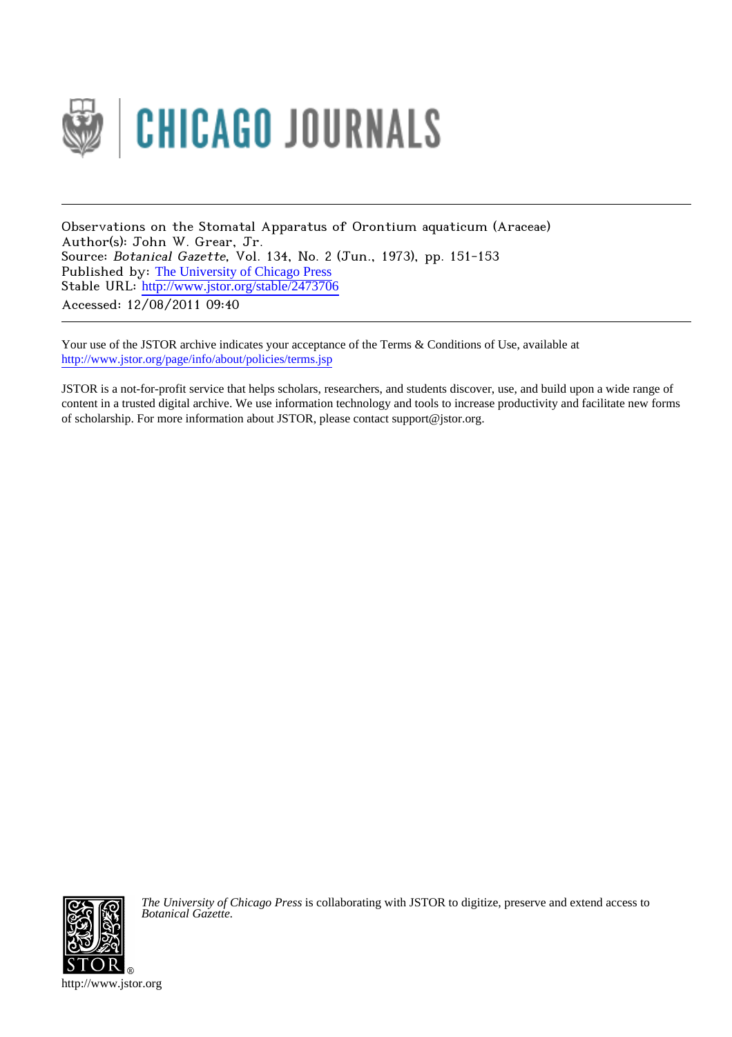Observations on the Stomatal Apparatus of Orontium aquaticum (Araceae)

Author(s): John W. Grear, Jr.

Source: *Botanical Gazette*, Vol. 134, No. 2 (Jun., 1973), pp. 151-153

Published by: The University of Chicago Press

Stable URL: http://www.jstor.org/stable/2473706

Accessed: 12/08/2011 09:40

Your use of the JSTOR archive indicates your acceptance of the Terms & Conditions of Use, available at http://www.jstor.org/page/info/about/policies/terms.jsp

JSTOR is a not-for-profit service that helps scholars, researchers, and students discover, use, and build upon a wide range of content in a trusted digital archive. We use information technology and tools to increase productivity and facilitate new forms of scholarship. For more information about JSTOR, please contact support@jstor.org.

*The University of Chicago Press* is collaborating with JSTOR to digitize, preserve and extend access to *Botanical Gazette.*

http://www.jstor.org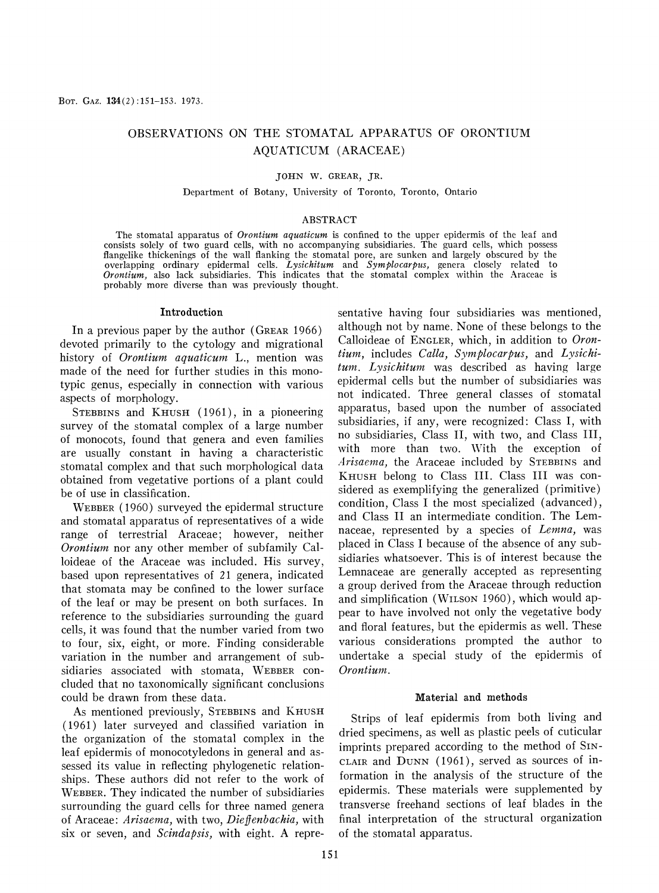BOT. GAZ. 134(2):151–153. 1973.

# OBSERVATIONS ON THE STOMATAL APPARATUS OF ORONTIUM AQUATICUM (ARACEAE)

JOHN W. GREAR, JR.

Department of Botany, University of Toronto, Toronto, Ontario

## ABSTRACT

The stomatal apparatus of *Orontium aquaticum* is confined to the upper epidermis of the leaf and consists solely of two guard cells, with no accompanying subsidiaries. The guard cells, which possess flangelike thickenings of the wall flanking the stomatal pore, are sunken and largely obscured by the overlapping ordinary epidermal cells. *Lysichitum* and *Symplocarpus*, genera closely related to *Orontium*, also lack subsidiaries. This indicates that the stomatal complex within the Araceae is probably more diverse than was previously thought.

## Introduction

In a previous paper by the author (GREAR 1966) devoted primarily to the cytology and migrational history of *Orontium aquaticum* L., mention was made of the need for further studies in this monotypic genus, especially in connection with various aspects of morphology.

STEBBINS and KHUSH (1961), in a pioneering survey of the stomatal complex of a large number of monocots, found that genera and even families are usually constant in having a characteristic stomatal complex and that such morphological data obtained from vegetative portions of a plant could be of use in classification.

WEBBER (1960) surveyed the epidermal structure and stomatal apparatus of representatives of a wide range of terrestrial Araceae; however, neither *Orontium* nor any other member of subfamily Calloideae of the Araceae was included. His survey, based upon representatives of 21 genera, indicated that stomata may be confined to the lower surface of the leaf or may be present on both surfaces. In reference to the subsidiaries surrounding the guard cells, it was found that the number varied from two to four, six, eight, or more. Finding considerable variation in the number and arrangement of subsidiaries associated with stomata, WEBBER concluded that no taxonomically significant conclusions could be drawn from these data.

As mentioned previously, STEBBINS and KHUSH (1961) later surveyed and classified variation in the organization of the stomatal complex in the leaf epidermis of monocotyledons in general and assessed its value in reflecting phylogenetic relationships. These authors did not refer to the work of WEBBER. They indicated the number of subsidiaries surrounding the guard cells for three named genera of Araceae: *Arisaema*, with two, *Dieffenbachia*, with six or seven, and *Scindapsis*, with eight. A representative having four subsidiaries was mentioned, although not by name. None of these belongs to the Calloideae of ENGLER, which, in addition to *Orontium*, includes *Calla*, *Symplocarpus*, and *Lysichitum*. *Lysichitum* was described as having large epidermal cells but the number of subsidiaries was not indicated. Three general classes of stomatal apparatus, based upon the number of associated subsidiaries, if any, were recognized: Class I, with no subsidiaries, Class II, with two, and Class III, with more than two. With the exception of *Arisaema*, the Araceae included by STEBBINS and KHUSH belong to Class III. Class III was considered as exemplifying the generalized (primitive) condition, Class I the most specialized (advanced), and Class II an intermediate condition. The Lemnaceae, represented by a species of *Lemna*, was placed in Class I because of the absence of any subsidiaries whatsoever. This is of interest because the Lemnaceae are generally accepted as representing a group derived from the Araceae through reduction and simplification (WILSON 1960), which would appear to have involved not only the vegetative body and floral features, but the epidermis as well. These various considerations prompted the author to undertake a special study of the epidermis of *Orontium*.

## Material and methods

Strips of leaf epidermis from both living and dried specimens, as well as plastic peels of cuticular imprints prepared according to the method of SINCLAIR and DUNN (1961), served as sources of information in the analysis of the structure of the epidermis. These materials were supplemented by transverse freehand sections of leaf blades in the final interpretation of the structural organization of the stomatal apparatus.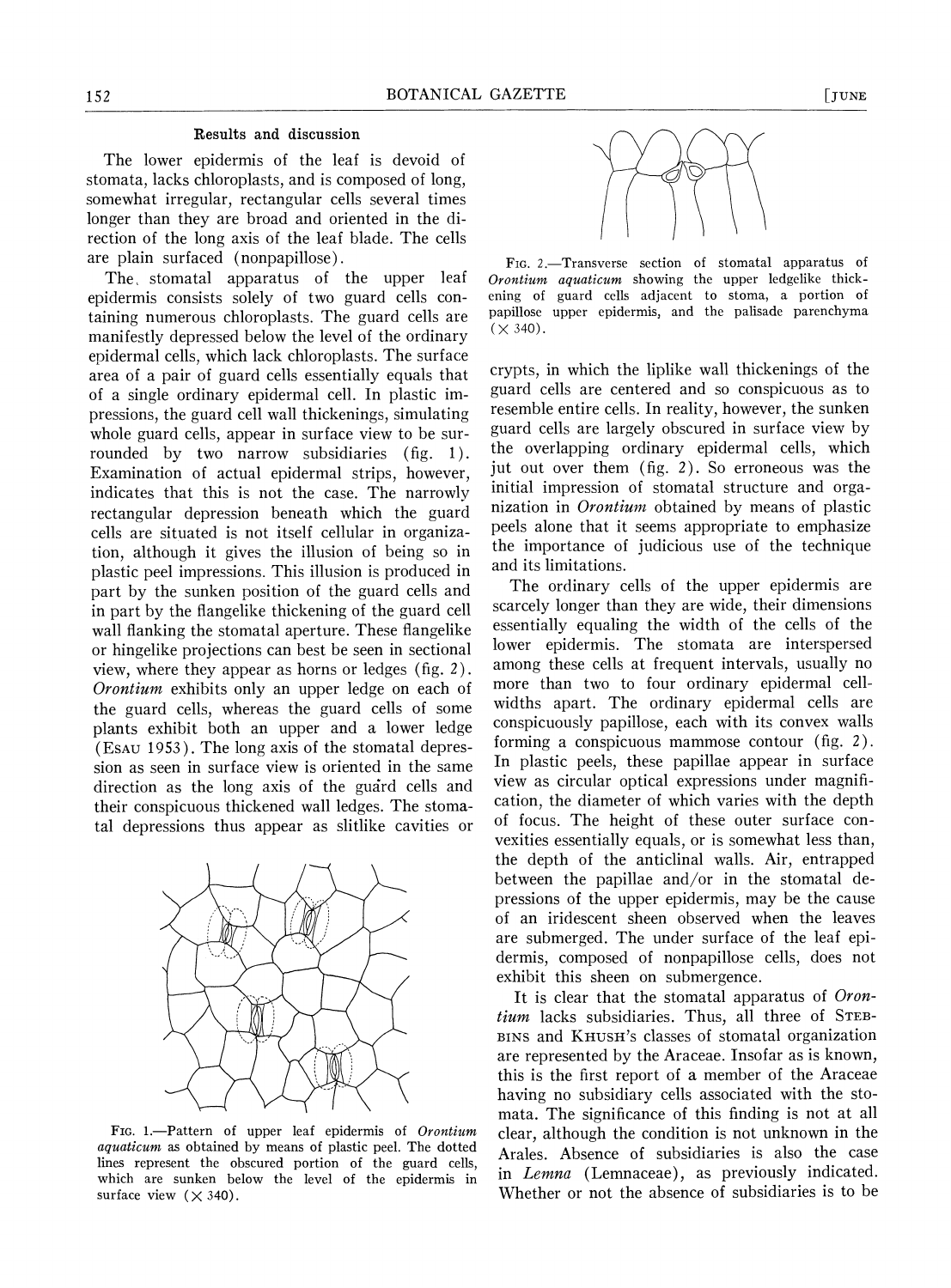## Results and discussion

The lower epidermis of the leaf is devoid of stomata, lacks chloroplasts, and is composed of long, somewhat irregular, rectangular cells several times longer than they are broad and oriented in the direction of the long axis of the leaf blade. The cells are plain surfaced (nonpapillose).

The stomatal apparatus of the upper leaf epidermis consists solely of two guard cells containing numerous chloroplasts. The guard cells are manifestly depressed below the level of the ordinary epidermal cells, which lack chloroplasts. The surface area of a pair of guard cells essentially equals that of a single ordinary epidermal cell. In plastic impressions, the guard cell wall thickenings, simulating whole guard cells, appear in surface view to be surrounded by two narrow subsidiaries (fig. 1). Examination of actual epidermal strips, however, indicates that this is not the case. The narrowly rectangular depression beneath which the guard cells are situated is not itself cellular in organization, although it gives the illusion of being so in plastic peel impressions. This illusion is produced in part by the sunken position of the guard cells and in part by the flangelike thickening of the guard cell wall flanking the stomatal aperture. These flangelike or hingelike projections can best be seen in sectional view, where they appear as horns or ledges (fig. 2). *Orontium* exhibits only an upper ledge on each of the guard cells, whereas the guard cells of some plants exhibit both an upper and a lower ledge (ESAU 1953). The long axis of the stomatal depression as seen in surface view is oriented in the same direction as the long axis of the guard cells and their conspicuous thickened wall ledges. The stomatal depressions thus appear as slitlike cavities or crypts, in which the liplike wall thickenings of the guard cells are centered and so conspicuous as to resemble entire cells. In reality, however, the sunken guard cells are largely obscured in surface view by the overlapping ordinary epidermal cells, which jut out over them (fig. 2). So erroneous was the initial impression of stomatal structure and organization in *Orontium* obtained by means of plastic peels alone that it seems appropriate to emphasize the importance of judicious use of the technique and its limitations.

FIG. 1.—Pattern of upper leaf epidermis of *Orontium aquaticum* as obtained by means of plastic peel. The dotted lines represent the obscured portion of the guard cells, which are sunken below the level of the epidermis in surface view (× 340).

FIG. 2.—Transverse section of stomatal apparatus of *Orontium aquaticum* showing the upper ledgelike thickening of guard cells adjacent to stoma, a portion of papillose upper epidermis, and the palisade parenchyma (× 340).

The ordinary cells of the upper epidermis are scarcely longer than they are wide, their dimensions essentially equaling the width of the cells of the lower epidermis. The stomata are interspersed among these cells at frequent intervals, usually no more than two to four ordinary epidermal cell-widths apart. The ordinary epidermal cells are conspicuously papillose, each with its convex walls forming a conspicuous mammose contour (fig. 2). In plastic peels, these papillae appear in surface view as circular optical expressions under magnification, the diameter of which varies with the depth of focus. The height of these outer surface convexities essentially equals, or is somewhat less than, the depth of the anticlinal walls. Air, entrapped between the papillae and/or in the stomatal depressions of the upper epidermis, may be the cause of an iridescent sheen observed when the leaves are submerged. The under surface of the leaf epidermis, composed of nonpapillose cells, does not exhibit this sheen on submergence.

It is clear that the stomatal apparatus of *Orontium* lacks subsidiaries. Thus, all three of STEBBINS and KHUSH's classes of stomatal organization are represented by the Araceae. Insofar as is known, this is the first report of a member of the Araceae having no subsidiary cells associated with the stomata. The significance of this finding is not at all clear, although the condition is not unknown in the Arales. Absence of subsidiaries is also the case in *Lemna* (Lemnaceae), as previously indicated. Whether or not the absence of subsidiaries is to be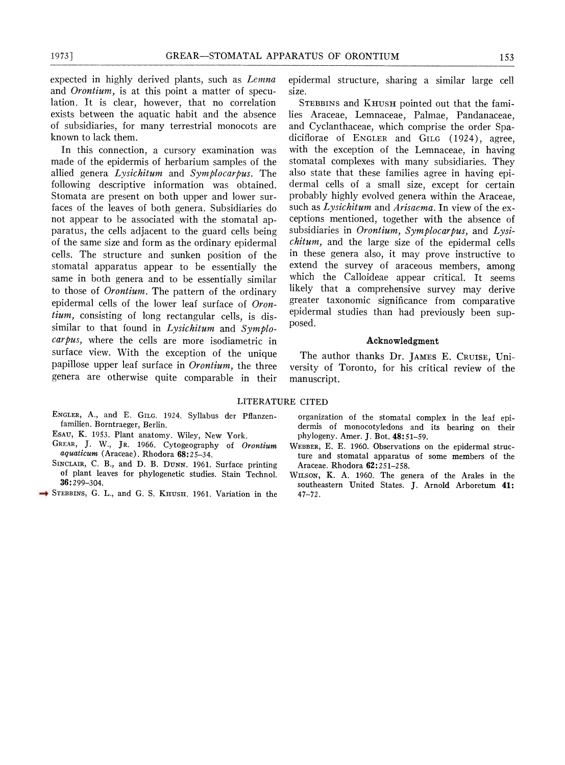expected in highly derived plants, such as *Lemna* and *Orontium,* is at this point a matter of speculation. It is clear, however, that no correlation exists between the aquatic habit and the absence of subsidiaries, for many terrestrial monocots are known to lack them.

In this connection, a cursory examination was made of the epidermis of herbarium samples of the allied genera *Lysichitum* and *Symplocarpus.* The following descriptive information was obtained. Stomata are present on both upper and lower surfaces of the leaves of both genera. Subsidiaries do not appear to be associated with the stomatal apparatus, the cells adjacent to the guard cells being of the same size and form as the ordinary epidermal cells. The structure and sunken position of the stomatal apparatus appear to be essentially the same in both genera and to be essentially similar to those of *Orontium.* The pattern of the ordinary epidermal cells of the lower leaf surface of *Orontium,* consisting of long rectangular cells, is dissimilar to that found in *Lysichitum* and *Symplocarpus,* where the cells are more isodiametric in surface view. With the exception of the unique papillose upper leaf surface in *Orontium,* the three genera are otherwise quite comparable in their epidermal structure, sharing a similar large cell size.

STEBBINS and KHUSH pointed out that the families Araceae, Lemnaceae, Palmae, Pandanaceae, and Cyclanthaceae, which comprise the order Spadiciflorae of ENGLER and GILG (1924), agree, with the exception of the Lemnaceae, in having stomatal complexes with many subsidiaries. They also state that these families agree in having epidermal cells of a small size, except for certain probably highly evolved genera within the Araceae, such as *Lysichitum* and *Arisaema.* In view of the exceptions mentioned, together with the absence of subsidiaries in *Orontium, Symplocarpus,* and *Lysichitum,* and the large size of the epidermal cells in these genera also, it may prove instructive to extend the survey of araceous members, among which the Calloideae appear critical. It seems likely that a comprehensive survey may derive greater taxonomic significance from comparative epidermal studies than had previously been supposed.

## Acknowledgment

The author thanks Dr. JAMES E. CRUISE, University of Toronto, for his critical review of the manuscript.

## LITERATURE CITED

ENGLER, A., and E. GILG. 1924. Syllabus der Pflanzenfamilien. Borntraeger, Berlin.

ESAU, K. 1953. Plant anatomy. Wiley, New York.

GREAR, J. W., JR. 1966. Cytogeography of *Orontium aquaticum* (Araceae). Rhodora **68**:25–34.

SINCLAIR, C. B., and D. B. DUNN. 1961. Surface printing of plant leaves for phylogenetic studies. Stain Technol. **36**:299–304.

STEBBINS, G. L., and G. S. KHUSH. 1961. Variation in the organization of the stomatal complex in the leaf epidermis of monocotyledons and its bearing on their phylogeny. Amer. J. Bot. **48**:51–59.

WEBBER, E. E. 1960. Observations on the epidermal structure and stomatal apparatus of some members of the Araceae. Rhodora **62**:251–258.

WILSON, K. A. 1960. The genera of the Arales in the southeastern United States. J. Arnold Arboretum **41**: 47–72.